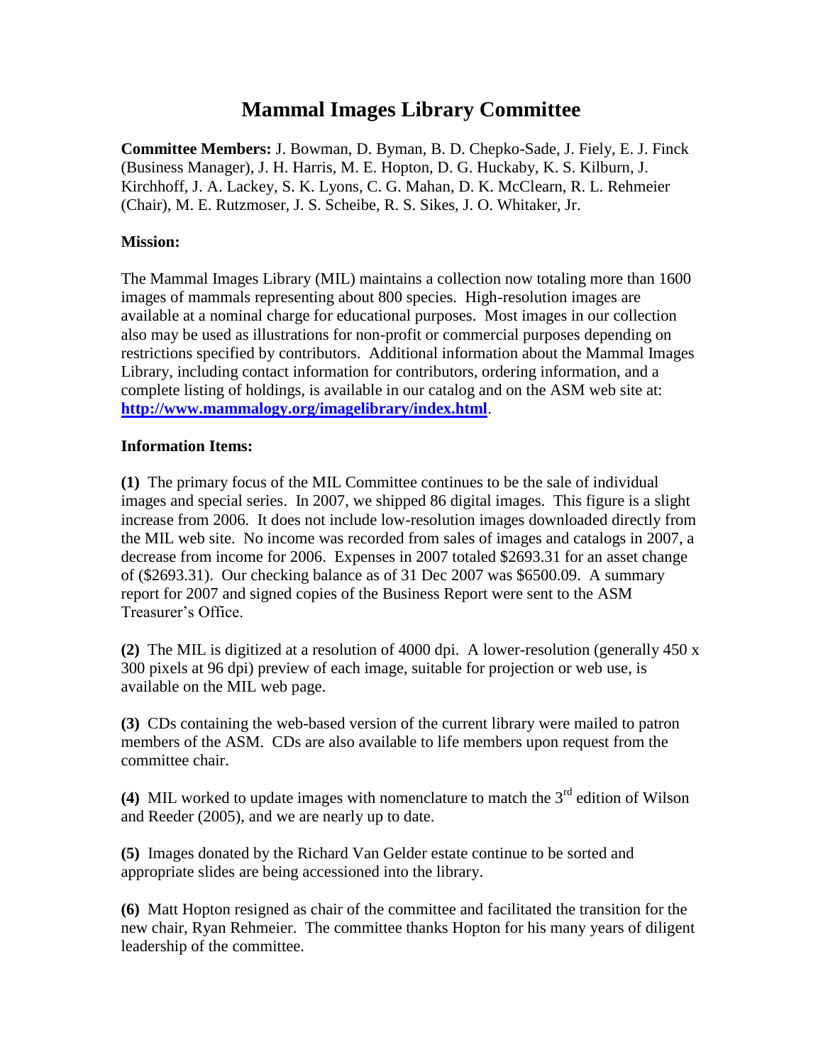# Mammal Images Library Committee

**Committee Members:** J. Bowman, D. Byman, B. D. Chepko-Sade, J. Fiely, E. J. Finck (Business Manager), J. H. Harris, M. E. Hopton, D. G. Huckaby, K. S. Kilburn, J. Kirchhoff, J. A. Lackey, S. K. Lyons, C. G. Mahan, D. K. McClearn, R. L. Rehmeier (Chair), M. E. Rutzmoser, J. S. Scheibe, R. S. Sikes, J. O. Whitaker, Jr.

**Mission:**

The Mammal Images Library (MIL) maintains a collection now totaling more than 1600 images of mammals representing about 800 species. High-resolution images are available at a nominal charge for educational purposes. Most images in our collection also may be used as illustrations for non-profit or commercial purposes depending on restrictions specified by contributors. Additional information about the Mammal Images Library, including contact information for contributors, ordering information, and a complete listing of holdings, is available in our catalog and on the ASM web site at: **http://www.mammalogy.org/imagelibrary/index.html**.

**Information Items:**

**(1)** The primary focus of the MIL Committee continues to be the sale of individual images and special series. In 2007, we shipped 86 digital images. This figure is a slight increase from 2006. It does not include low-resolution images downloaded directly from the MIL web site. No income was recorded from sales of images and catalogs in 2007, a decrease from income for 2006. Expenses in 2007 totaled $2693.31 for an asset change of ($2693.31). Our checking balance as of 31 Dec 2007 was $6500.09. A summary report for 2007 and signed copies of the Business Report were sent to the ASM Treasurer's Office.

**(2)** The MIL is digitized at a resolution of 4000 dpi. A lower-resolution (generally 450 x 300 pixels at 96 dpi) preview of each image, suitable for projection or web use, is available on the MIL web page.

**(3)** CDs containing the web-based version of the current library were mailed to patron members of the ASM. CDs are also available to life members upon request from the committee chair.

**(4)** MIL worked to update images with nomenclature to match the 3rd edition of Wilson and Reeder (2005), and we are nearly up to date.

**(5)** Images donated by the Richard Van Gelder estate continue to be sorted and appropriate slides are being accessioned into the library.

**(6)** Matt Hopton resigned as chair of the committee and facilitated the transition for the new chair, Ryan Rehmeier. The committee thanks Hopton for his many years of diligent leadership of the committee.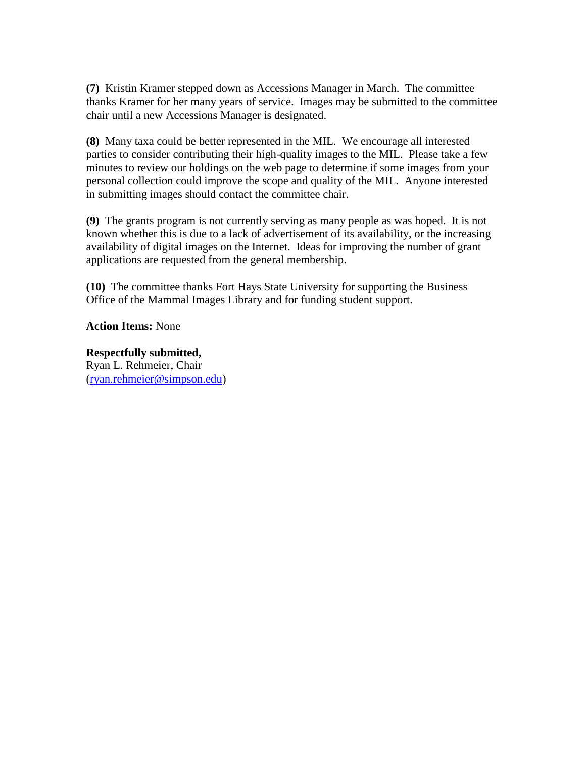**(7)** Kristin Kramer stepped down as Accessions Manager in March. The committee thanks Kramer for her many years of service. Images may be submitted to the committee chair until a new Accessions Manager is designated.

**(8)** Many taxa could be better represented in the MIL. We encourage all interested parties to consider contributing their high-quality images to the MIL. Please take a few minutes to review our holdings on the web page to determine if some images from your personal collection could improve the scope and quality of the MIL. Anyone interested in submitting images should contact the committee chair.

**(9)** The grants program is not currently serving as many people as was hoped. It is not known whether this is due to a lack of advertisement of its availability, or the increasing availability of digital images on the Internet. Ideas for improving the number of grant applications are requested from the general membership.

**(10)** The committee thanks Fort Hays State University for supporting the Business Office of the Mammal Images Library and for funding student support.

**Action Items:** None

**Respectfully submitted,**
Ryan L. Rehmeier, Chair
(ryan.rehmeier@simpson.edu)